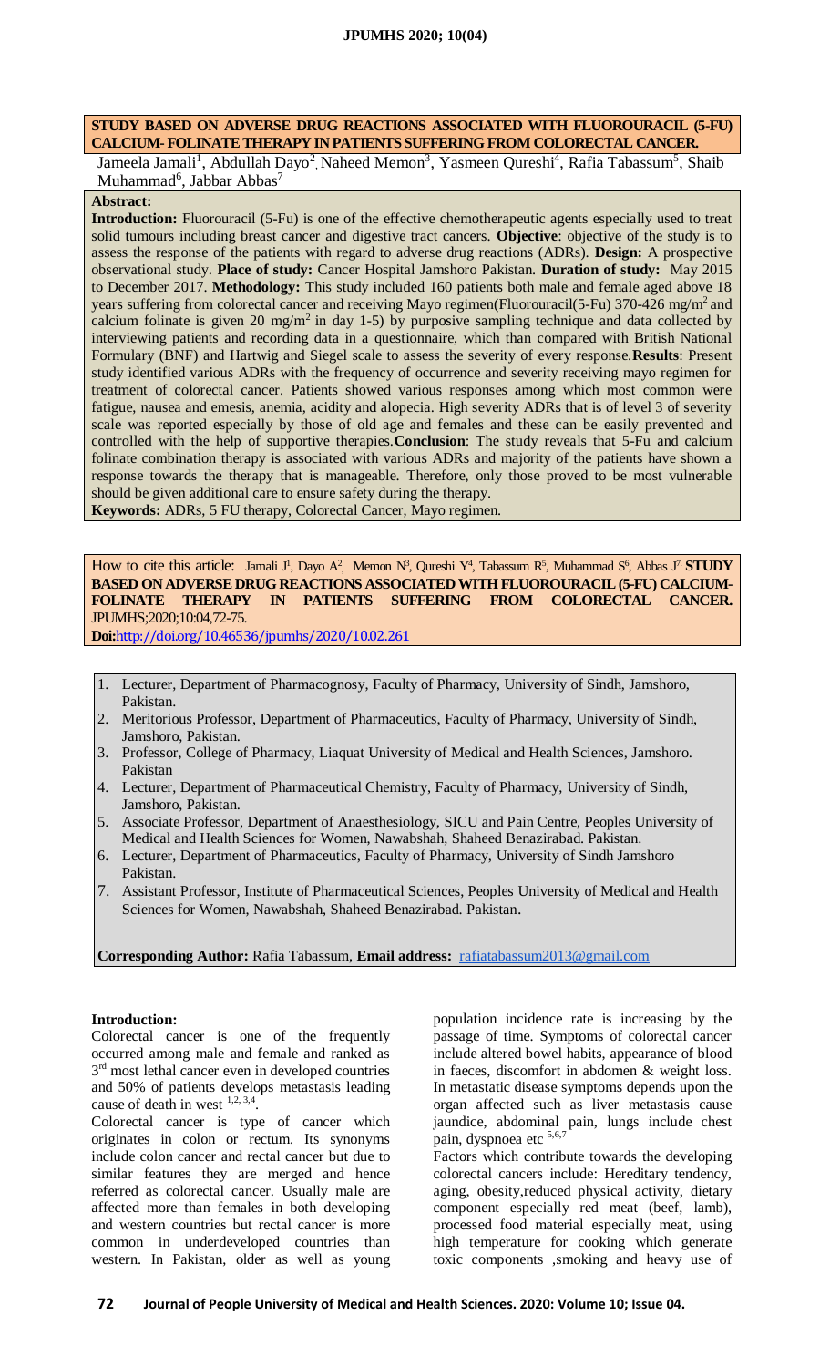# STUDY BASED ON ADVERSE DRUG REACTIONS ASSOCIATED WITH FLUOROURACIL (5-FU) CALCIUM- FOLINATE THERAPY IN PATIENTS SUFFERING FROM COLORECTAL CANCER.

Jameela Jamali[1], Abdullah Dayo[2], Naheed Memon[3], Yasmeen Qureshi[4], Rafia Tabassum[5], Shaib Muhammad[6], Jabbar Abbas[7]

**Abstract:**

**Introduction:** Fluorouracil (5-Fu) is one of the effective chemotherapeutic agents especially used to treat solid tumours including breast cancer and digestive tract cancers. **Objective**: objective of the study is to assess the response of the patients with regard to adverse drug reactions (ADRs). **Design:** A prospective observational study. **Place of study:** Cancer Hospital Jamshoro Pakistan. **Duration of study:** May 2015 to December 2017. **Methodology:** This study included 160 patients both male and female aged above 18 years suffering from colorectal cancer and receiving Mayo regimen(Fluorouracil(5-Fu) 370-426 mg/m$^2$ and calcium folinate is given 20 mg/m$^2$ in day 1-5) by purposive sampling technique and data collected by interviewing patients and recording data in a questionnaire, which than compared with British National Formulary (BNF) and Hartwig and Siegel scale to assess the severity of every response.**Results**: Present study identified various ADRs with the frequency of occurrence and severity receiving mayo regimen for treatment of colorectal cancer. Patients showed various responses among which most common were fatigue, nausea and emesis, anemia, acidity and alopecia. High severity ADRs that is of level 3 of severity scale was reported especially by those of old age and females and these can be easily prevented and controlled with the help of supportive therapies.**Conclusion**: The study reveals that 5-Fu and calcium folinate combination therapy is associated with various ADRs and majority of the patients have shown a response towards the therapy that is manageable. Therefore, only those proved to be most vulnerable should be given additional care to ensure safety during the therapy.

**Keywords:** ADRs, 5 FU therapy, Colorectal Cancer, Mayo regimen.

How to cite this article: Jamali J[1], Dayo A[2], Memon N[3], Qureshi Y[4], Tabassum R[5], Muhammad S[6], Abbas J[7]. **STUDY BASED ON ADVERSE DRUG REACTIONS ASSOCIATED WITH FLUOROURACIL (5-FU) CALCIUM-FOLINATE THERAPY IN PATIENTS SUFFERING FROM COLORECTAL CANCER.** JPUMHS;2020;10:04,72-75.

**Doi:**http://doi.org/10.46536/jpumhs/2020/10.02.261

1. Lecturer, Department of Pharmacognosy, Faculty of Pharmacy, University of Sindh, Jamshoro, Pakistan.
2. Meritorious Professor, Department of Pharmaceutics, Faculty of Pharmacy, University of Sindh, Jamshoro, Pakistan.
3. Professor, College of Pharmacy, Liaquat University of Medical and Health Sciences, Jamshoro. Pakistan
4. Lecturer, Department of Pharmaceutical Chemistry, Faculty of Pharmacy, University of Sindh, Jamshoro, Pakistan.
5. Associate Professor, Department of Anaesthesiology, SICU and Pain Centre, Peoples University of Medical and Health Sciences for Women, Nawabshah, Shaheed Benazirabad. Pakistan.
6. Lecturer, Department of Pharmaceutics, Faculty of Pharmacy, University of Sindh Jamshoro Pakistan.
7. Assistant Professor, Institute of Pharmaceutical Sciences, Peoples University of Medical and Health Sciences for Women, Nawabshah, Shaheed Benazirabad. Pakistan.

**Corresponding Author:** Rafia Tabassum, **Email address:** rafiatabassum2013@gmail.com

## Introduction:

Colorectal cancer is one of the frequently occurred among male and female and ranked as 3rd most lethal cancer even in developed countries and 50% of patients develops metastasis leading cause of death in west [1, 2, 3,4].

Colorectal cancer is type of cancer which originates in colon or rectum. Its synonyms include colon cancer and rectal cancer but due to similar features they are merged and hence referred as colorectal cancer. Usually male are affected more than females in both developing and western countries but rectal cancer is more common in underdeveloped countries than western. In Pakistan, older as well as young population incidence rate is increasing by the passage of time. Symptoms of colorectal cancer include altered bowel habits, appearance of blood in faeces, discomfort in abdomen & weight loss. In metastatic disease symptoms depends upon the organ affected such as liver metastasis cause jaundice, abdominal pain, lungs include chest pain, dyspnoea etc [5,6,7]

Factors which contribute towards the developing colorectal cancers include: Hereditary tendency, aging, obesity,reduced physical activity, dietary component especially red meat (beef, lamb), processed food material especially meat, using high temperature for cooking which generate toxic components ,smoking and heavy use of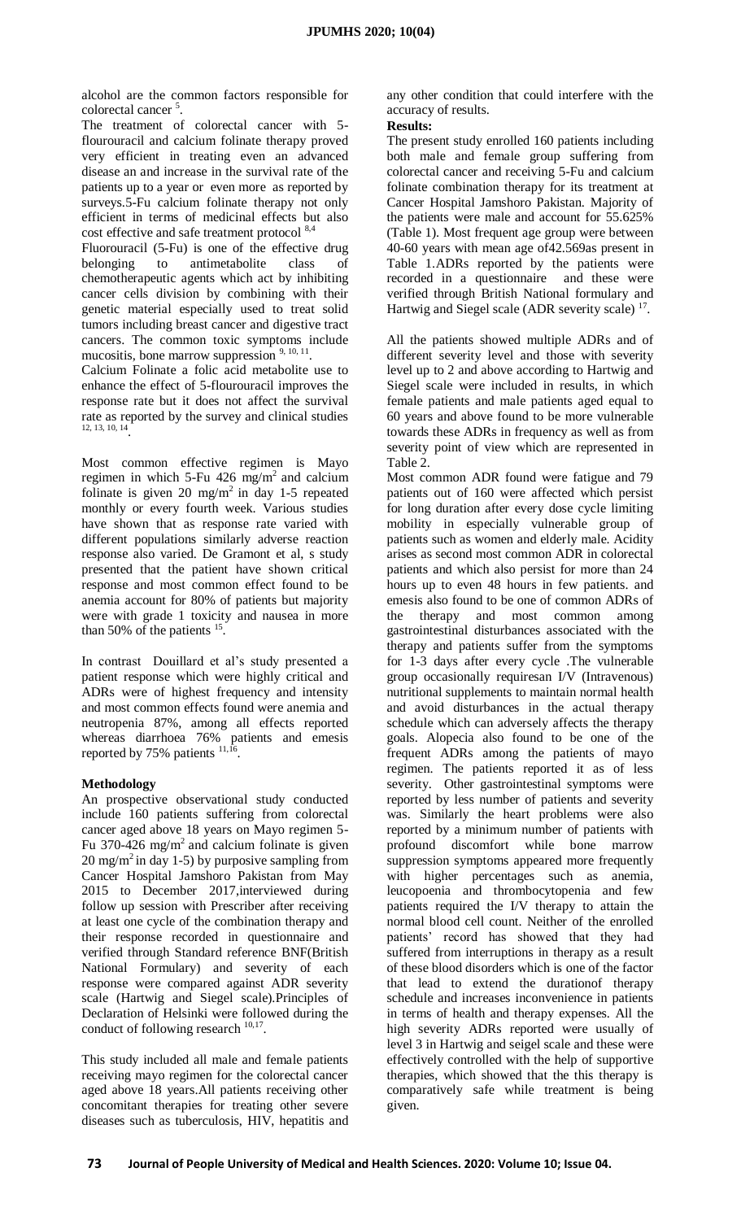alcohol are the common factors responsible for colorectal cancer [5].

The treatment of colorectal cancer with 5-flourouracil and calcium folinate therapy proved very efficient in treating even an advanced disease an and increase in the survival rate of the patients up to a year or even more as reported by surveys.5-Fu calcium folinate therapy not only efficient in terms of medicinal effects but also cost effective and safe treatment protocol [8,4]

Fluorouracil (5-Fu) is one of the effective drug belonging to antimetabolite class of chemotherapeutic agents which act by inhibiting cancer cells division by combining with their genetic material especially used to treat solid tumors including breast cancer and digestive tract cancers. The common toxic symptoms include mucositis, bone marrow suppression [9, 10, 11].

Calcium Folinate a folic acid metabolite use to enhance the effect of 5-flourouracil improves the response rate but it does not affect the survival rate as reported by the survey and clinical studies [12, 13, 10, 14].

Most common effective regimen is Mayo regimen in which 5-Fu 426 mg/m$^2$ and calcium folinate is given 20 mg/m$^2$ in day 1-5 repeated monthly or every fourth week. Various studies have shown that as response rate varied with different populations similarly adverse reaction response also varied. De Gramont et al, s study presented that the patient have shown critical response and most common effect found to be anemia account for 80% of patients but majority were with grade 1 toxicity and nausea in more than 50% of the patients [15].

In contrast Douillard et al's study presented a patient response which were highly critical and ADRs were of highest frequency and intensity and most common effects found were anemia and neutropenia 87%, among all effects reported whereas diarrhoea 76% patients and emesis reported by 75% patients [11,16].

**Methodology**

An prospective observational study conducted include 160 patients suffering from colorectal cancer aged above 18 years on Mayo regimen 5-Fu 370-426 mg/m$^2$ and calcium folinate is given 20 mg/m$^2$ in day 1-5) by purposive sampling from Cancer Hospital Jamshoro Pakistan from May 2015 to December 2017,interviewed during follow up session with Prescriber after receiving at least one cycle of the combination therapy and their response recorded in questionnaire and verified through Standard reference BNF(British National Formulary) and severity of each response were compared against ADR severity scale (Hartwig and Siegel scale).Principles of Declaration of Helsinki were followed during the conduct of following research [10,17].

This study included all male and female patients receiving mayo regimen for the colorectal cancer aged above 18 years.All patients receiving other concomitant therapies for treating other severe diseases such as tuberculosis, HIV, hepatitis and any other condition that could interfere with the accuracy of results.

**Results:**

The present study enrolled 160 patients including both male and female group suffering from colorectal cancer and receiving 5-Fu and calcium folinate combination therapy for its treatment at Cancer Hospital Jamshoro Pakistan. Majority of the patients were male and account for 55.625% (Table 1). Most frequent age group were between 40-60 years with mean age of42.569as present in Table 1.ADRs reported by the patients were recorded in a questionnaire and these were verified through British National formulary and Hartwig and Siegel scale (ADR severity scale) [17].

All the patients showed multiple ADRs and of different severity level and those with severity level up to 2 and above according to Hartwig and Siegel scale were included in results, in which female patients and male patients aged equal to 60 years and above found to be more vulnerable towards these ADRs in frequency as well as from severity point of view which are represented in Table 2.

Most common ADR found were fatigue and 79 patients out of 160 were affected which persist for long duration after every dose cycle limiting mobility in especially vulnerable group of patients such as women and elderly male. Acidity arises as second most common ADR in colorectal patients and which also persist for more than 24 hours up to even 48 hours in few patients. and emesis also found to be one of common ADRs of the therapy and most common among gastrointestinal disturbances associated with the therapy and patients suffer from the symptoms for 1-3 days after every cycle .The vulnerable group occasionally requiresan I/V (Intravenous) nutritional supplements to maintain normal health and avoid disturbances in the actual therapy schedule which can adversely affects the therapy goals. Alopecia also found to be one of the frequent ADRs among the patients of mayo regimen. The patients reported it as of less severity. Other gastrointestinal symptoms were reported by less number of patients and severity was. Similarly the heart problems were also reported by a minimum number of patients with profound discomfort while bone marrow suppression symptoms appeared more frequently with higher percentages such as anemia, leucopoenia and thrombocytopenia and few patients required the I/V therapy to attain the normal blood cell count. Neither of the enrolled patients' record has showed that they had suffered from interruptions in therapy as a result of these blood disorders which is one of the factor that lead to extend the durationof therapy schedule and increases inconvenience in patients in terms of health and therapy expenses. All the high severity ADRs reported were usually of level 3 in Hartwig and seigel scale and these were effectively controlled with the help of supportive therapies, which showed that the this therapy is comparatively safe while treatment is being given.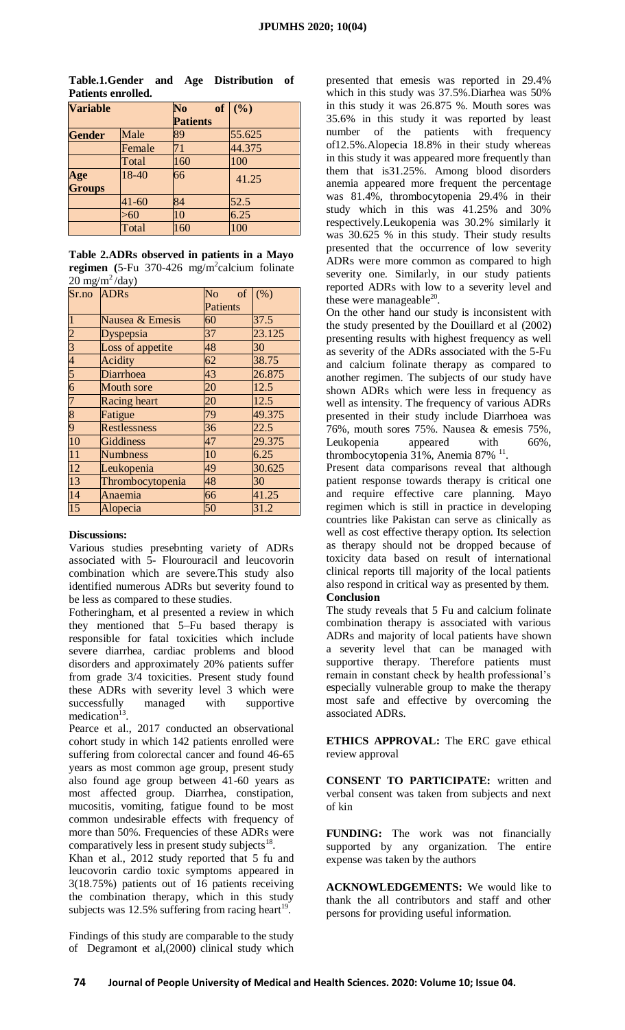**Table.1.Gender and Age Distribution of Patients enrolled.**

| Variable | | No of Patients | (%) |
|---|---|---|---|
| Gender | Male | 89 | 55.625 |
| | Female | 71 | 44.375 |
| | Total | 160 | 100 |
| Age Groups | 18-40 | 66 | 41.25 |
| | 41-60 | 84 | 52.5 |
| | >60 | 10 | 6.25 |
| | Total | 160 | 100 |

**Table 2.ADRs observed in patients in a Mayo regimen (**5-Fu 370-426 mg/m$^2$calcium folinate 20 mg/m$^2$/day)

| Sr.no | ADRs | No of Patients | (%) |
|---|---|---|---|
| 1 | Nausea & Emesis | 60 | 37.5 |
| 2 | Dyspepsia | 37 | 23.125 |
| 3 | Loss of appetite | 48 | 30 |
| 4 | Acidity | 62 | 38.75 |
| 5 | Diarrhoea | 43 | 26.875 |
| 6 | Mouth sore | 20 | 12.5 |
| 7 | Racing heart | 20 | 12.5 |
| 8 | Fatigue | 79 | 49.375 |
| 9 | Restlessness | 36 | 22.5 |
| 10 | Giddiness | 47 | 29.375 |
| 11 | Numbness | 10 | 6.25 |
| 12 | Leukopenia | 49 | 30.625 |
| 13 | Thrombocytopenia | 48 | 30 |
| 14 | Anaemia | 66 | 41.25 |
| 15 | Alopecia | 50 | 31.2 |

**Discussions:**

Various studies presebnting variety of ADRs associated with 5- Flourouracil and leucovorin combination which are severe.This study also identified numerous ADRs but severity found to be less as compared to these studies.

Fotheringham, et al presented a review in which they mentioned that 5–Fu based therapy is responsible for fatal toxicities which include severe diarrhea, cardiac problems and blood disorders and approximately 20% patients suffer from grade 3/4 toxicities. Present study found these ADRs with severity level 3 which were successfully managed with supportive medication[13].

Pearce et al., 2017 conducted an observational cohort study in which 142 patients enrolled were suffering from colorectal cancer and found 46-65 years as most common age group, present study also found age group between 41-60 years as most affected group. Diarrhea, constipation, mucositis, vomiting, fatigue found to be most common undesirable effects with frequency of more than 50%. Frequencies of these ADRs were comparatively less in present study subjects[18].

Khan et al., 2012 study reported that 5 fu and leucovorin cardio toxic symptoms appeared in 3(18.75%) patients out of 16 patients receiving the combination therapy, which in this study subjects was 12.5% suffering from racing heart[19].

Findings of this study are comparable to the study of Degramont et al,(2000) clinical study which presented that emesis was reported in 29.4% which in this study was 37.5%.Diarhea was 50% in this study it was 26.875 %. Mouth sores was 35.6% in this study it was reported by least number of the patients with frequency of12.5%.Alopecia 18.8% in their study whereas in this study it was appeared more frequently than them that is31.25%. Among blood disorders anemia appeared more frequent the percentage was 81.4%, thrombocytopenia 29.4% in their study which in this was 41.25% and 30% respectively.Leukopenia was 30.2% similarly it was 30.625 % in this study. Their study results presented that the occurrence of low severity ADRs were more common as compared to high severity one. Similarly, in our study patients reported ADRs with low to a severity level and these were manageable[20].

On the other hand our study is inconsistent with the study presented by the Douillard et al (2002) presenting results with highest frequency as well as severity of the ADRs associated with the 5-Fu and calcium folinate therapy as compared to another regimen. The subjects of our study have shown ADRs which were less in frequency as well as intensity. The frequency of various ADRs presented in their study include Diarrhoea was 76%, mouth sores 75%. Nausea & emesis 75%, Leukopenia appeared with 66%, thrombocytopenia 31%, Anemia 87% [11].

Present data comparisons reveal that although patient response towards therapy is critical one and require effective care planning. Mayo regimen which is still in practice in developing countries like Pakistan can serve as clinically as well as cost effective therapy option. Its selection as therapy should not be dropped because of toxicity data based on result of international clinical reports till majority of the local patients also respond in critical way as presented by them.

**Conclusion**

The study reveals that 5 Fu and calcium folinate combination therapy is associated with various ADRs and majority of local patients have shown a severity level that can be managed with supportive therapy. Therefore patients must remain in constant check by health professional's especially vulnerable group to make the therapy most safe and effective by overcoming the associated ADRs.

**ETHICS APPROVAL:** The ERC gave ethical review approval

**CONSENT TO PARTICIPATE:** written and verbal consent was taken from subjects and next of kin

**FUNDING:** The work was not financially supported by any organization. The entire expense was taken by the authors

**ACKNOWLEDGEMENTS:** We would like to thank the all contributors and staff and other persons for providing useful information.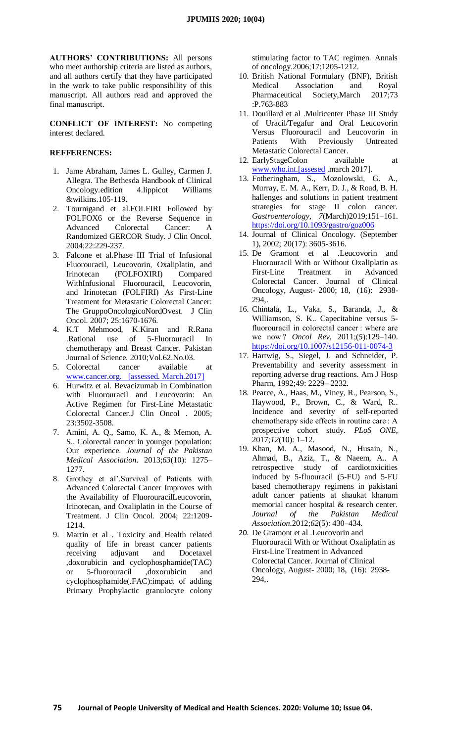**AUTHORS' CONTRIBUTIONS:** All persons who meet authorship criteria are listed as authors, and all authors certify that they have participated in the work to take public responsibility of this manuscript. All authors read and approved the final manuscript.

**CONFLICT OF INTEREST:** No competing interest declared.

**REFFERENCES:**

1. Jame Abraham, James L. Gulley, Carmen J. Allegra. The Bethesda Handbook of Clinical Oncology.edition 4.lippicot Williams &wilkins.105-119.
2. Tournigand et al.FOLFIRI Followed by FOLFOX6 or the Reverse Sequence in Advanced Colorectal Cancer: A Randomized GERCOR Study. J Clin Oncol. 2004;22:229-237.
3. Falcone et al.Phase III Trial of Infusional Fluorouracil, Leucovorin, Oxaliplatin, and Irinotecan (FOLFOXIRI) Compared WithInfusional Fluorouracil, Leucovorin, and Irinotecan (FOLFIRI) As First-Line Treatment for Metastatic Colorectal Cancer: The GruppoOncologicoNordOvest. J Clin Oncol. 2007; 25:1670-1676.
4. K.T Mehmood, K.Kiran and R.Rana .Rational use of 5-Fluorouracil In chemotherapy and Breast Cancer. Pakistan Journal of Science. 2010;Vol.62.No.03.
5. Colorectal cancer available at www.cancer.org. [assessed. March.2017]
6. Hurwitz et al. Bevacizumab in Combination with Fluorouracil and Leucovorin: An Active Regimen for First-Line Metastatic Colorectal Cancer.J Clin Oncol . 2005; 23:3502-3508.
7. Amini, A. Q., Samo, K. A., & Memon, A. S.. Colorectal cancer in younger population: Our experience. *Journal of the Pakistan Medical Association*. 2013;*63*(10): 1275–1277.
8. Grothey et al'.Survival of Patients with Advanced Colorectal Cancer Improves with the Availability of FluorouracilLeucovorin, Irinotecan, and Oxaliplatin in the Course of Treatment. J Clin Oncol. 2004; 22:1209-1214.
9. Martin et al . Toxicity and Health related quality of life in breast cancer patients receiving adjuvant and Docetaxel ,doxorubicin and cyclophosphamide(TAC) or 5-fluorouracil ,doxorubicin and cyclophosphamide(.FAC):impact of adding Primary Prophylactic granulocyte colony stimulating factor to TAC regimen. Annals of oncology.2006;17:1205-1212.
10. British National Formulary (BNF), British Medical Association and Royal Pharmaceutical Society,March 2017;73 :P.763-883
11. Douillard et al .Multicenter Phase III Study of Uracil/Tegafur and Oral Leucovorin Versus Fluorouracil and Leucovorin in Patients With Previously Untreated Metastatic Colorectal Cancer.
12. EarlyStageColon available at www.who.int.[assesed .march 2017].
13. Fotheringham, S., Mozolowski, G. A., Murray, E. M. A., Kerr, D. J., & Road, B. H. hallenges and solutions in patient treatment strategies for stage II colon cancer. *Gastroenterology*, *7*(March)2019;151–161. https://doi.org/10.1093/gastro/goz006
14. Journal of Clinical Oncology. (September 1), 2002; 20(17): 3605-3616.
15. De Gramont et al .Leucovorin and Fluorouracil With or Without Oxaliplatin as First-Line Treatment in Advanced Colorectal Cancer. Journal of Clinical Oncology, August- 2000; 18, (16): 2938-294,.
16. Chintala, L., Vaka, S., Baranda, J., & Williamson, S. K.. Capecitabine versus 5-fluorouracil in colorectal cancer : where are we now ? *Oncol Rev*, 2011;(*5*):129–140. https://doi.org/10.1007/s12156-011-0074-3
17. Hartwig, S., Siegel, J. and Schneider, P. Preventability and severity assessment in reporting adverse drug reactions. Am J Hosp Pharm, 1992;49: 2229– 2232.
18. Pearce, A., Haas, M., Viney, R., Pearson, S., Haywood, P., Brown, C., & Ward, R.. Incidence and severity of self-reported chemotherapy side effects in routine care : A prospective cohort study. *PLoS ONE*, 2017;*12*(10): 1–12.
19. Khan, M. A., Masood, N., Husain, N., Ahmad, B., Aziz, T., & Naeem, A.. A retrospective study of cardiotoxicities induced by 5-fluouracil (5-FU) and 5-FU based chemotherapy regimens in pakistani adult cancer patients at shaukat khanum memorial cancer hospital & research center. *Journal of the Pakistan Medical Association*.2012;*62*(5): 430–434.
20. De Gramont et al .Leucovorin and Fluorouracil With or Without Oxaliplatin as First-Line Treatment in Advanced Colorectal Cancer. Journal of Clinical Oncology, August- 2000; 18, (16): 2938-294,.